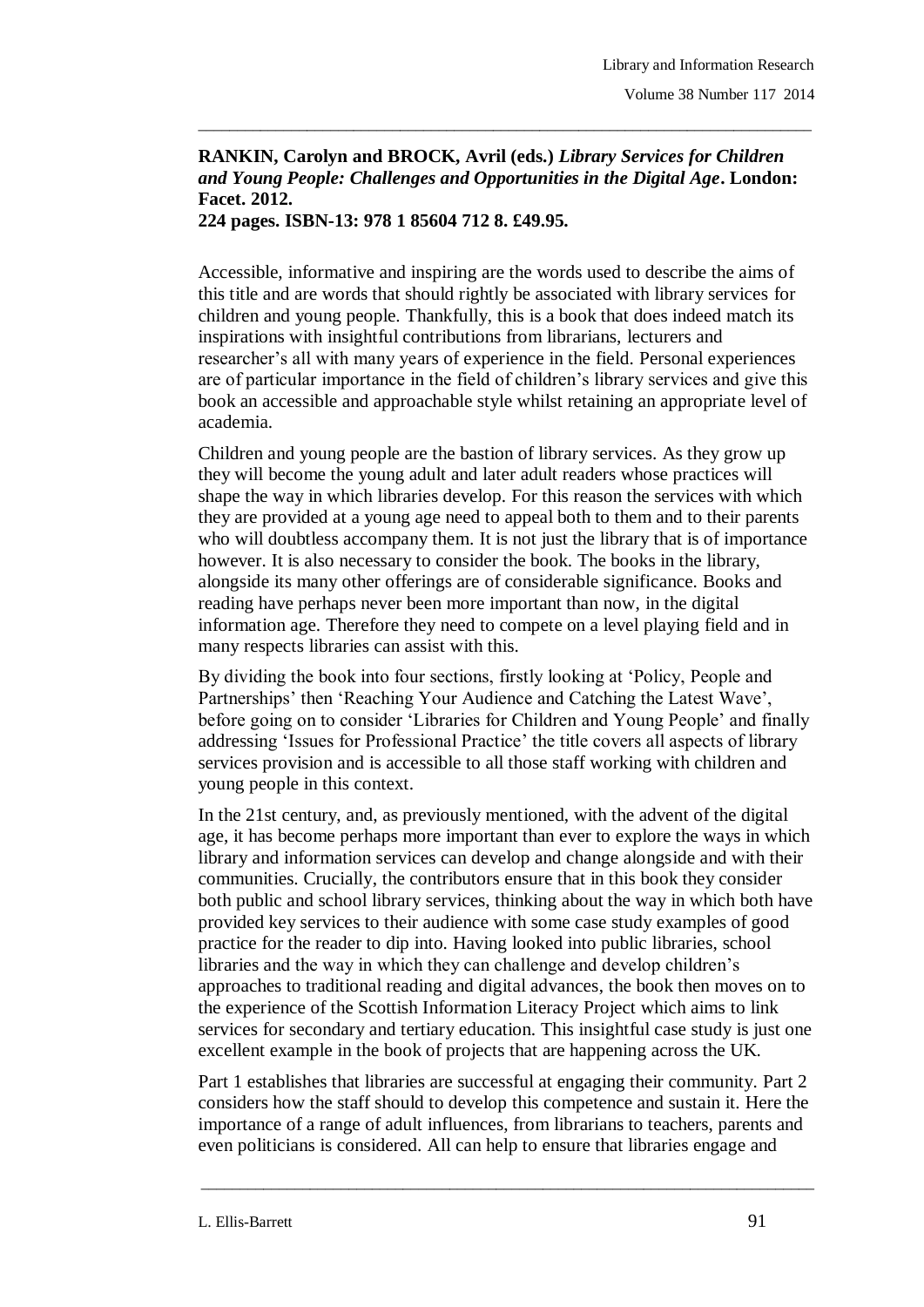**RANKIN, Carolyn and BROCK, Avril (eds.)** ***Library Services for Children and Young People: Challenges and Opportunities in the Digital Age*. London: Facet. 2012.**
**224 pages. ISBN-13: 978 1 85604 712 8. £49.95.**

Accessible, informative and inspiring are the words used to describe the aims of this title and are words that should rightly be associated with library services for children and young people. Thankfully, this is a book that does indeed match its inspirations with insightful contributions from librarians, lecturers and researcher's all with many years of experience in the field. Personal experiences are of particular importance in the field of children's library services and give this book an accessible and approachable style whilst retaining an appropriate level of academia.

Children and young people are the bastion of library services. As they grow up they will become the young adult and later adult readers whose practices will shape the way in which libraries develop. For this reason the services with which they are provided at a young age need to appeal both to them and to their parents who will doubtless accompany them. It is not just the library that is of importance however. It is also necessary to consider the book. The books in the library, alongside its many other offerings are of considerable significance. Books and reading have perhaps never been more important than now, in the digital information age. Therefore they need to compete on a level playing field and in many respects libraries can assist with this.

By dividing the book into four sections, firstly looking at 'Policy, People and Partnerships' then 'Reaching Your Audience and Catching the Latest Wave', before going on to consider 'Libraries for Children and Young People' and finally addressing 'Issues for Professional Practice' the title covers all aspects of library services provision and is accessible to all those staff working with children and young people in this context.

In the 21st century, and, as previously mentioned, with the advent of the digital age, it has become perhaps more important than ever to explore the ways in which library and information services can develop and change alongside and with their communities. Crucially, the contributors ensure that in this book they consider both public and school library services, thinking about the way in which both have provided key services to their audience with some case study examples of good practice for the reader to dip into. Having looked into public libraries, school libraries and the way in which they can challenge and develop children's approaches to traditional reading and digital advances, the book then moves on to the experience of the Scottish Information Literacy Project which aims to link services for secondary and tertiary education. This insightful case study is just one excellent example in the book of projects that are happening across the UK.

Part 1 establishes that libraries are successful at engaging their community. Part 2 considers how the staff should to develop this competence and sustain it. Here the importance of a range of adult influences, from librarians to teachers, parents and even politicians is considered. All can help to ensure that libraries engage and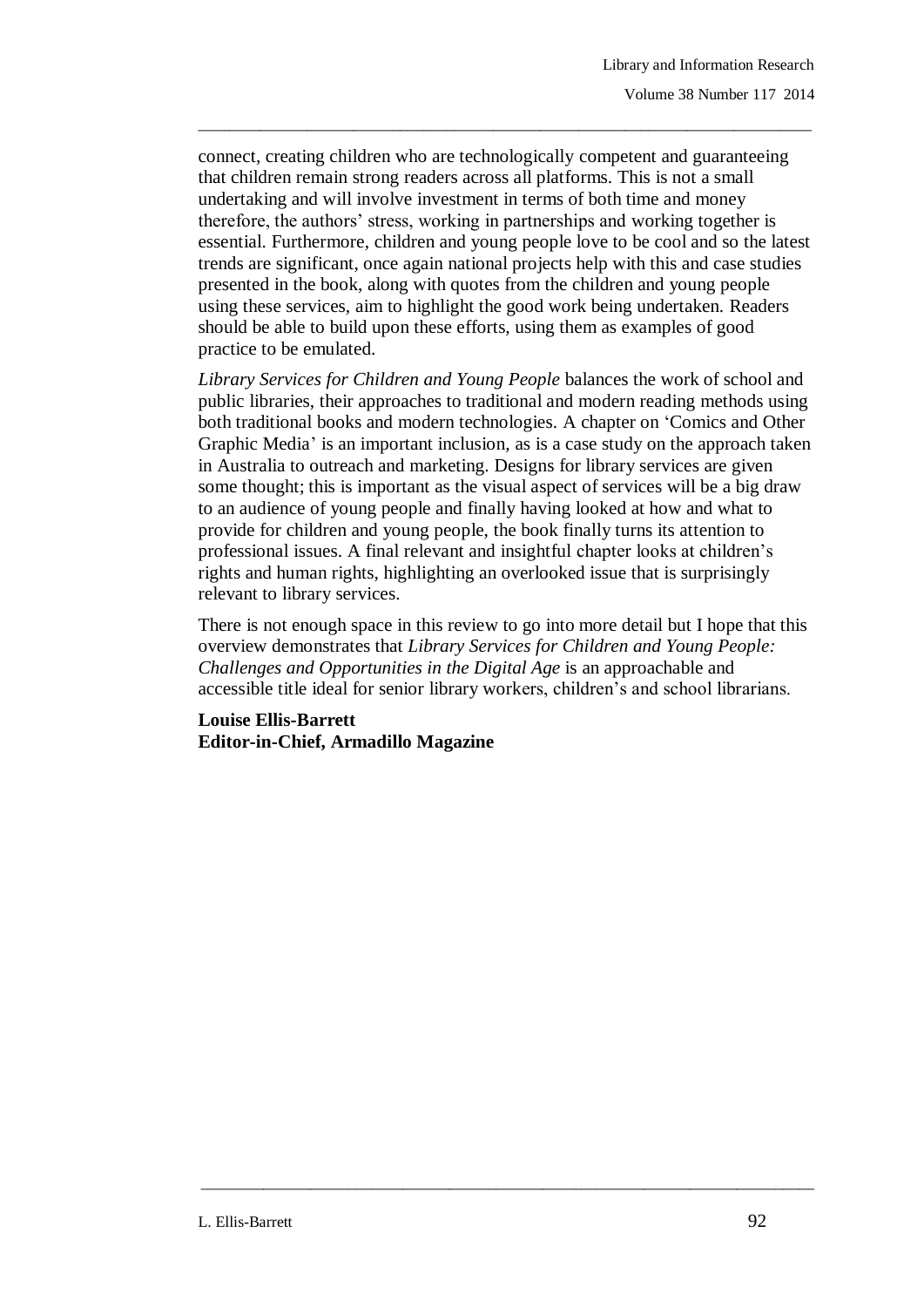connect, creating children who are technologically competent and guaranteeing that children remain strong readers across all platforms. This is not a small undertaking and will involve investment in terms of both time and money therefore, the authors' stress, working in partnerships and working together is essential. Furthermore, children and young people love to be cool and so the latest trends are significant, once again national projects help with this and case studies presented in the book, along with quotes from the children and young people using these services, aim to highlight the good work being undertaken. Readers should be able to build upon these efforts, using them as examples of good practice to be emulated.

*Library Services for Children and Young People* balances the work of school and public libraries, their approaches to traditional and modern reading methods using both traditional books and modern technologies. A chapter on 'Comics and Other Graphic Media' is an important inclusion, as is a case study on the approach taken in Australia to outreach and marketing. Designs for library services are given some thought; this is important as the visual aspect of services will be a big draw to an audience of young people and finally having looked at how and what to provide for children and young people, the book finally turns its attention to professional issues. A final relevant and insightful chapter looks at children's rights and human rights, highlighting an overlooked issue that is surprisingly relevant to library services.

There is not enough space in this review to go into more detail but I hope that this overview demonstrates that *Library Services for Children and Young People: Challenges and Opportunities in the Digital Age* is an approachable and accessible title ideal for senior library workers, children's and school librarians.

**Louise Ellis-Barrett**
**Editor-in-Chief, Armadillo Magazine**